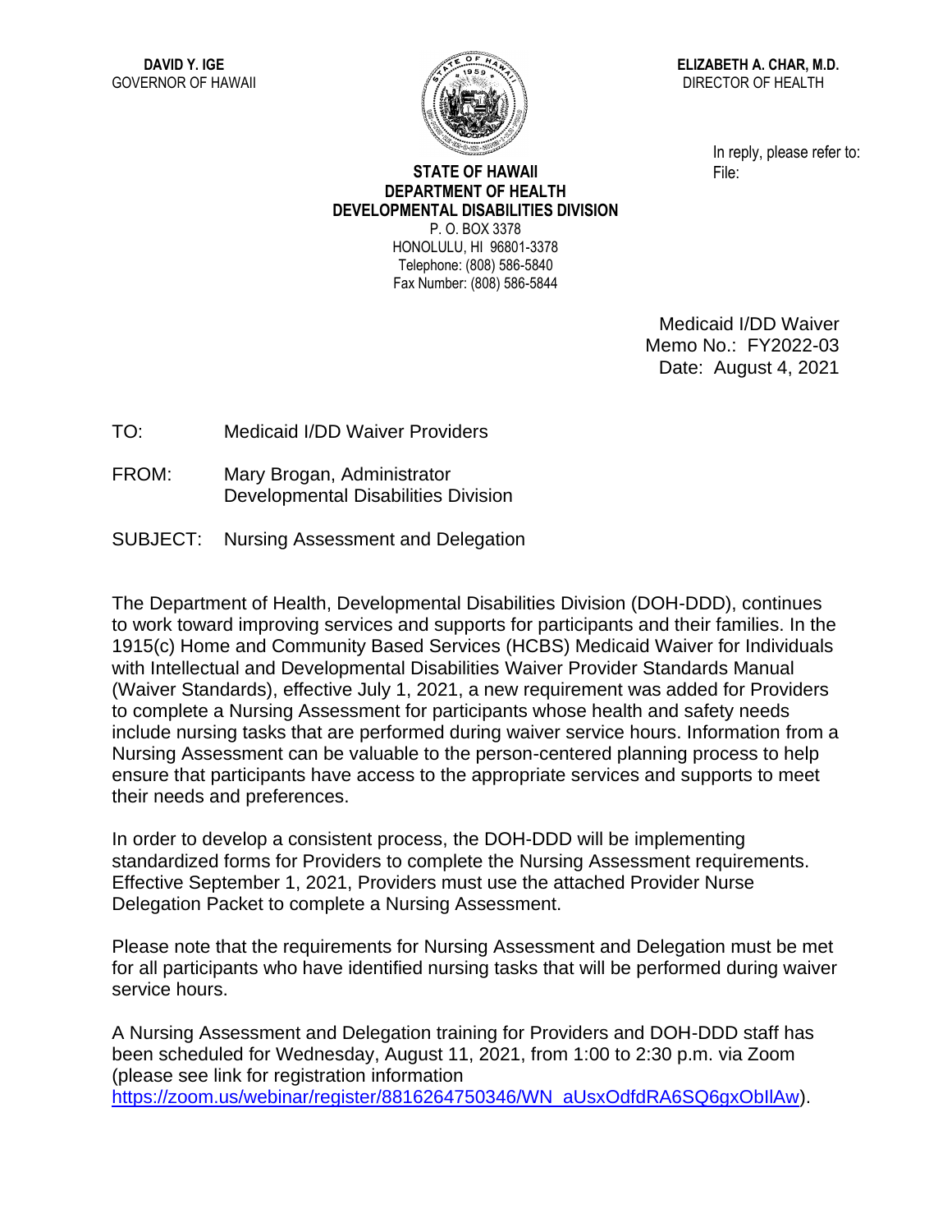**DAVID Y. IGE**
GOVERNOR OF HAWAII

**ELIZABETH A. CHAR, M.D.**
DIRECTOR OF HEALTH

In reply, please refer to:
File:

**STATE OF HAWAII**
**DEPARTMENT OF HEALTH**
**DEVELOPMENTAL DISABILITIES DIVISION**
P. O. BOX 3378
HONOLULU, HI 96801-3378
Telephone: (808) 586-5840
Fax Number: (808) 586-5844

Medicaid I/DD Waiver
Memo No.: FY2022-03
Date: August 4, 2021

TO: Medicaid I/DD Waiver Providers

FROM: Mary Brogan, Administrator
Developmental Disabilities Division

SUBJECT: Nursing Assessment and Delegation

The Department of Health, Developmental Disabilities Division (DOH-DDD), continues to work toward improving services and supports for participants and their families. In the 1915(c) Home and Community Based Services (HCBS) Medicaid Waiver for Individuals with Intellectual and Developmental Disabilities Waiver Provider Standards Manual (Waiver Standards), effective July 1, 2021, a new requirement was added for Providers to complete a Nursing Assessment for participants whose health and safety needs include nursing tasks that are performed during waiver service hours. Information from a Nursing Assessment can be valuable to the person-centered planning process to help ensure that participants have access to the appropriate services and supports to meet their needs and preferences.

In order to develop a consistent process, the DOH-DDD will be implementing standardized forms for Providers to complete the Nursing Assessment requirements. Effective September 1, 2021, Providers must use the attached Provider Nurse Delegation Packet to complete a Nursing Assessment.

Please note that the requirements for Nursing Assessment and Delegation must be met for all participants who have identified nursing tasks that will be performed during waiver service hours.

A Nursing Assessment and Delegation training for Providers and DOH-DDD staff has been scheduled for Wednesday, August 11, 2021, from 1:00 to 2:30 p.m. via Zoom (please see link for registration information https://zoom.us/webinar/register/8816264750346/WN_aUsxOdfdRA6SQ6gxObIlAw).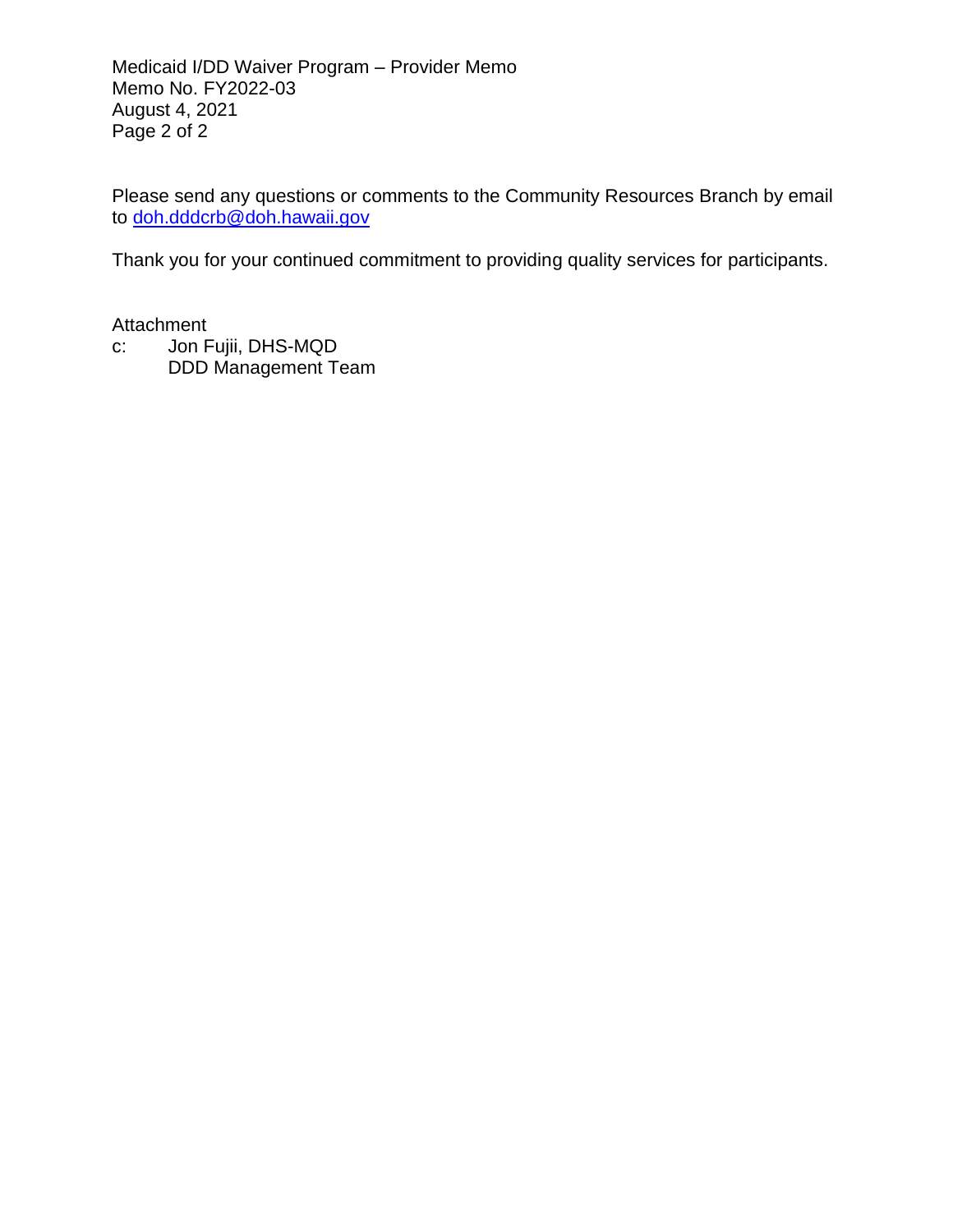Please send any questions or comments to the Community Resources Branch by email to doh.dddcrb@doh.hawaii.gov

Thank you for your continued commitment to providing quality services for participants.

Attachment

c: Jon Fujii, DHS-MQD
   DDD Management Team